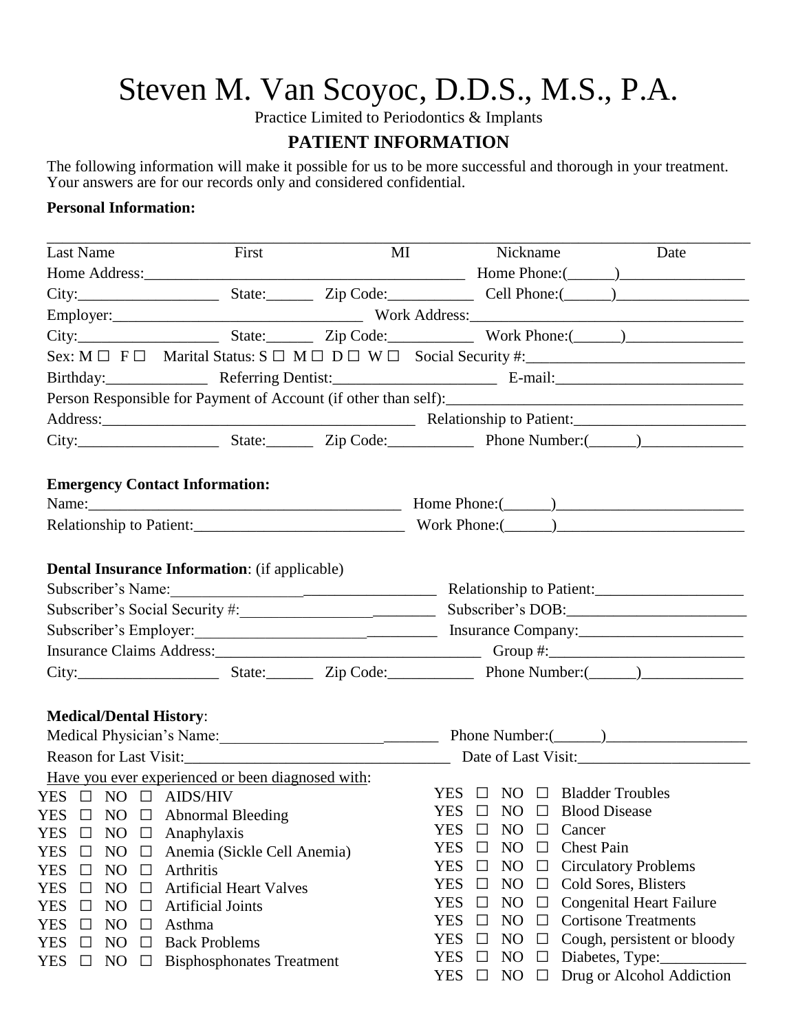# Steven M. Van Scoyoc, D.D.S., M.S., P.A.

Practice Limited to Periodontics & Implants

## PATIENT INFORMATION

The following information will make it possible for us to be more successful and thorough in your treatment. Your answers are for our records only and considered confidential.

**Personal Information:**

________________________________________________________________________________________

Last Name First MI Nickname Date

Home Address:__________________________________________ Home Phone:(______)________________

City:__________________ State:______ Zip Code:___________ Cell Phone:(______)_________________

Employer:_________________________________ Work Address:___________________________________

City:__________________ State:______ Zip Code:___________ Work Phone:(______)_______________

Sex: M ☐ F ☐ Marital Status: S ☐ M ☐ D ☐ W ☐ Social Security #:____________________________

Birthday:_____________ Referring Dentist:_____________________ E-mail:________________________

Person Responsible for Payment of Account (if other than self):_____________________________________

Address:_________________________________________ Relationship to Patient:______________________

City:__________________ State:______ Zip Code:___________ Phone Number:(______)_____________

**Emergency Contact Information:**

Name:_______________________________________________ Home Phone:(______)________________________

Relationship to Patient:___________________________ Work Phone:(______)_______________________

**Dental Insurance Information**: (if applicable)

Subscriber's Name:__________________________________ Relationship to Patient:___________________

Subscriber's Social Security #:__________________________ Subscriber's DOB:_______________________

Subscriber's Employer:__________________________________ Insurance Company:_____________________

Insurance Claims Address:___________________________________ Group #:__________________________

City:__________________ State:______ Zip Code:___________ Phone Number:(______)_____________

**Medical/Dental History**:

Medical Physician's Name:_____________________________ Phone Number:(______)__________________

Reason for Last Visit:____________________________________ Date of Last Visit:______________________

Have you ever experienced or been diagnosed with:

YES ☐ NO ☐ AIDS/HIV
YES ☐ NO ☐ Abnormal Bleeding
YES ☐ NO ☐ Anaphylaxis
YES ☐ NO ☐ Anemia (Sickle Cell Anemia)
YES ☐ NO ☐ Arthritis
YES ☐ NO ☐ Artificial Heart Valves
YES ☐ NO ☐ Artificial Joints
YES ☐ NO ☐ Asthma
YES ☐ NO ☐ Back Problems
YES ☐ NO ☐ Bisphosphonates Treatment
YES ☐ NO ☐ Bladder Troubles
YES ☐ NO ☐ Blood Disease
YES ☐ NO ☐ Cancer
YES ☐ NO ☐ Chest Pain
YES ☐ NO ☐ Circulatory Problems
YES ☐ NO ☐ Cold Sores, Blisters
YES ☐ NO ☐ Congenital Heart Failure
YES ☐ NO ☐ Cortisone Treatments
YES ☐ NO ☐ Cough, persistent or bloody
YES ☐ NO ☐ Diabetes, Type:___________
YES ☐ NO ☐ Drug or Alcohol Addiction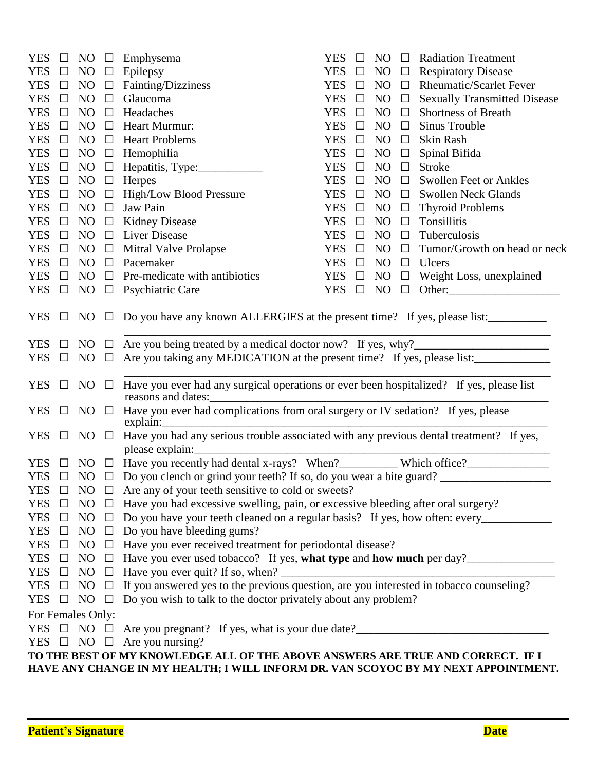YES ☐ NO ☐ Emphysema
YES ☐ NO ☐ Epilepsy
YES ☐ NO ☐ Fainting/Dizziness
YES ☐ NO ☐ Glaucoma
YES ☐ NO ☐ Headaches
YES ☐ NO ☐ Heart Murmur:
YES ☐ NO ☐ Heart Problems
YES ☐ NO ☐ Hemophilia
YES ☐ NO ☐ Hepatitis, Type:___________
YES ☐ NO ☐ Herpes
YES ☐ NO ☐ High/Low Blood Pressure
YES ☐ NO ☐ Jaw Pain
YES ☐ NO ☐ Kidney Disease
YES ☐ NO ☐ Liver Disease
YES ☐ NO ☐ Mitral Valve Prolapse
YES ☐ NO ☐ Pacemaker
YES ☐ NO ☐ Pre-medicate with antibiotics
YES ☐ NO ☐ Psychiatric Care
YES ☐ NO ☐ Radiation Treatment
YES ☐ NO ☐ Respiratory Disease
YES ☐ NO ☐ Rheumatic/Scarlet Fever
YES ☐ NO ☐ Sexually Transmitted Disease
YES ☐ NO ☐ Shortness of Breath
YES ☐ NO ☐ Sinus Trouble
YES ☐ NO ☐ Skin Rash
YES ☐ NO ☐ Spinal Bifida
YES ☐ NO ☐ Stroke
YES ☐ NO ☐ Swollen Feet or Ankles
YES ☐ NO ☐ Swollen Neck Glands
YES ☐ NO ☐ Thyroid Problems
YES ☐ NO ☐ Tonsillitis
YES ☐ NO ☐ Tuberculosis
YES ☐ NO ☐ Tumor/Growth on head or neck
YES ☐ NO ☐ Ulcers
YES ☐ NO ☐ Weight Loss, unexplained
YES ☐ NO ☐ Other:___________________

YES ☐ NO ☐ Do you have any known ALLERGIES at the present time? If yes, please list:__________
_______________________________________________________________________

YES ☐ NO ☐ Are you being treated by a medical doctor now? If yes, why?_______________________
YES ☐ NO ☐ Are you taking any MEDICATION at the present time? If yes, please list:_____________
_______________________________________________________________________

YES ☐ NO ☐ Have you ever had any surgical operations or ever been hospitalized? If yes, please list reasons and dates:_____________________________________________________
YES ☐ NO ☐ Have you ever had complications from oral surgery or IV sedation? If yes, please explain:__________________________________________________________
YES ☐ NO ☐ Have you had any serious trouble associated with any previous dental treatment? If yes, please explain:_____________________________________________________
YES ☐ NO ☐ Have you recently had dental x-rays? When?__________ Which office?______________
YES ☐ NO ☐ Do you clench or grind your teeth? If so, do you wear a bite guard? ___________________
YES ☐ NO ☐ Are any of your teeth sensitive to cold or sweets?
YES ☐ NO ☐ Have you had excessive swelling, pain, or excessive bleeding after oral surgery?
YES ☐ NO ☐ Do you have your teeth cleaned on a regular basis? If yes, how often: every____________
YES ☐ NO ☐ Do you have bleeding gums?
YES ☐ NO ☐ Have you ever received treatment for periodontal disease?
YES ☐ NO ☐ Have you ever used tobacco? If yes, **what type** and **how much** per day?_______________
YES ☐ NO ☐ Have you ever quit? If so, when? _____________________________________________
YES ☐ NO ☐ If you answered yes to the previous question, are you interested in tobacco counseling?
YES ☐ NO ☐ Do you wish to talk to the doctor privately about any problem?

For Females Only:

YES ☐ NO ☐ Are you pregnant? If yes, what is your due date?_________________________________
YES ☐ NO ☐ Are you nursing?

**TO THE BEST OF MY KNOWLEDGE ALL OF THE ABOVE ANSWERS ARE TRUE AND CORRECT. IF I HAVE ANY CHANGE IN MY HEALTH; I WILL INFORM DR. VAN SCOYOC BY MY NEXT APPOINTMENT.**

_______________________________________________________________________

**Patient's Signature** **Date**